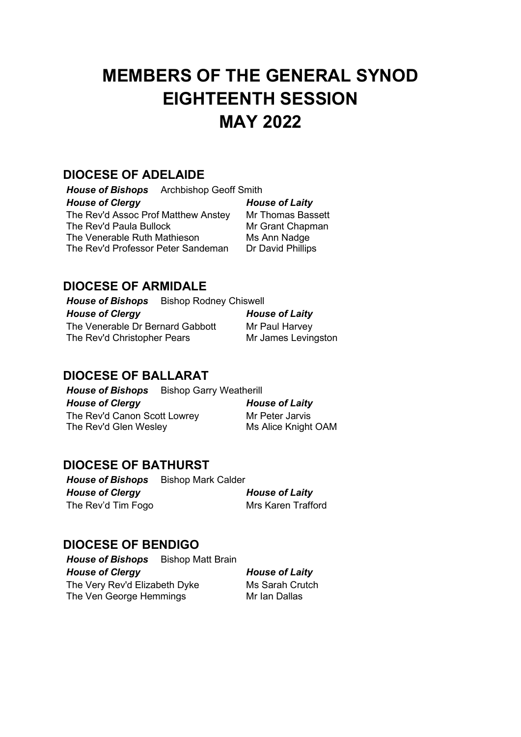# MEMBERS OF THE GENERAL SYNOD EIGHTEENTH SESSION MAY 2022

## DIOCESE OF ADELAIDE

***House of Bishops*** Archbishop Geoff Smith

| *House of Clergy* | *House of Laity* |
|---|---|
| The Rev'd Assoc Prof Matthew Anstey | Mr Thomas Bassett |
| The Rev'd Paula Bullock | Mr Grant Chapman |
| The Venerable Ruth Mathieson | Ms Ann Nadge |
| The Rev'd Professor Peter Sandeman | Dr David Phillips |

## DIOCESE OF ARMIDALE

***House of Bishops*** Bishop Rodney Chiswell

| *House of Clergy* | *House of Laity* |
|---|---|
| The Venerable Dr Bernard Gabbott | Mr Paul Harvey |
| The Rev'd Christopher Pears | Mr James Levingston |

## DIOCESE OF BALLARAT

***House of Bishops*** Bishop Garry Weatherill

| *House of Clergy* | *House of Laity* |
|---|---|
| The Rev'd Canon Scott Lowrey | Mr Peter Jarvis |
| The Rev'd Glen Wesley | Ms Alice Knight OAM |

## DIOCESE OF BATHURST

***House of Bishops*** Bishop Mark Calder

| *House of Clergy* | *House of Laity* |
|---|---|
| The Rev'd Tim Fogo | Mrs Karen Trafford |

## DIOCESE OF BENDIGO

***House of Bishops*** Bishop Matt Brain

| *House of Clergy* | *House of Laity* |
|---|---|
| The Very Rev'd Elizabeth Dyke | Ms Sarah Crutch |
| The Ven George Hemmings | Mr Ian Dallas |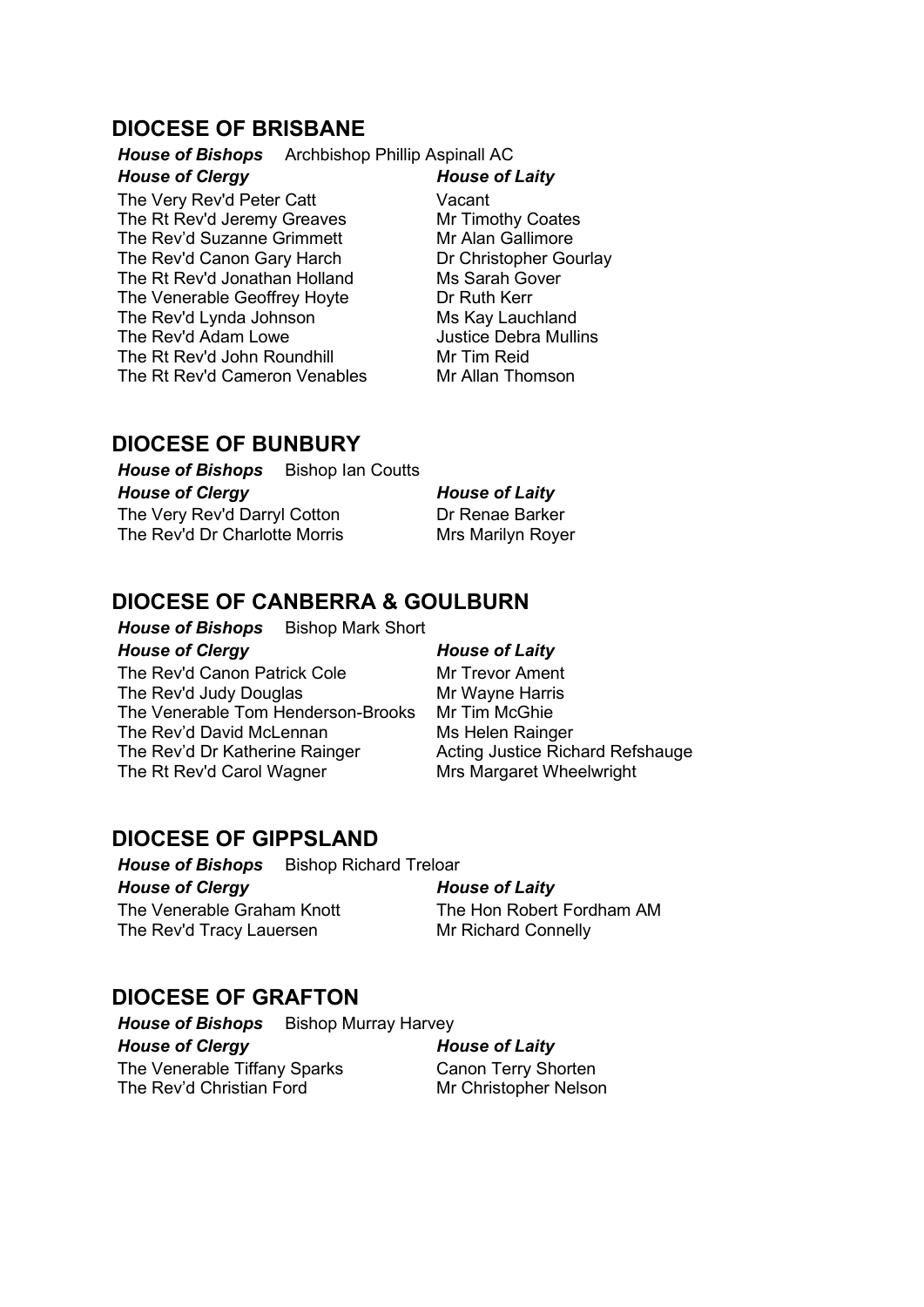## DIOCESE OF BRISBANE

***House of Bishops*** Archbishop Phillip Aspinall AC

| ***House of Clergy*** | ***House of Laity*** |
|---|---|
| The Very Rev'd Peter Catt | Vacant |
| The Rt Rev'd Jeremy Greaves | Mr Timothy Coates |
| The Rev'd Suzanne Grimmett | Mr Alan Gallimore |
| The Rev'd Canon Gary Harch | Dr Christopher Gourlay |
| The Rt Rev'd Jonathan Holland | Ms Sarah Gover |
| The Venerable Geoffrey Hoyte | Dr Ruth Kerr |
| The Rev'd Lynda Johnson | Ms Kay Lauchland |
| The Rev'd Adam Lowe | Justice Debra Mullins |
| The Rt Rev'd John Roundhill | Mr Tim Reid |
| The Rt Rev'd Cameron Venables | Mr Allan Thomson |

## DIOCESE OF BUNBURY

***House of Bishops*** Bishop Ian Coutts

| ***House of Clergy*** | ***House of Laity*** |
|---|---|
| The Very Rev'd Darryl Cotton | Dr Renae Barker |
| The Rev'd Dr Charlotte Morris | Mrs Marilyn Royer |

## DIOCESE OF CANBERRA & GOULBURN

***House of Bishops*** Bishop Mark Short

| ***House of Clergy*** | ***House of Laity*** |
|---|---|
| The Rev'd Canon Patrick Cole | Mr Trevor Ament |
| The Rev'd Judy Douglas | Mr Wayne Harris |
| The Venerable Tom Henderson-Brooks | Mr Tim McGhie |
| The Rev'd David McLennan | Ms Helen Rainger |
| The Rev'd Dr Katherine Rainger | Acting Justice Richard Refshauge |
| The Rt Rev'd Carol Wagner | Mrs Margaret Wheelwright |

## DIOCESE OF GIPPSLAND

***House of Bishops*** Bishop Richard Treloar

| ***House of Clergy*** | ***House of Laity*** |
|---|---|
| The Venerable Graham Knott | The Hon Robert Fordham AM |
| The Rev'd Tracy Lauersen | Mr Richard Connelly |

## DIOCESE OF GRAFTON

***House of Bishops*** Bishop Murray Harvey

| ***House of Clergy*** | ***House of Laity*** |
|---|---|
| The Venerable Tiffany Sparks | Canon Terry Shorten |
| The Rev'd Christian Ford | Mr Christopher Nelson |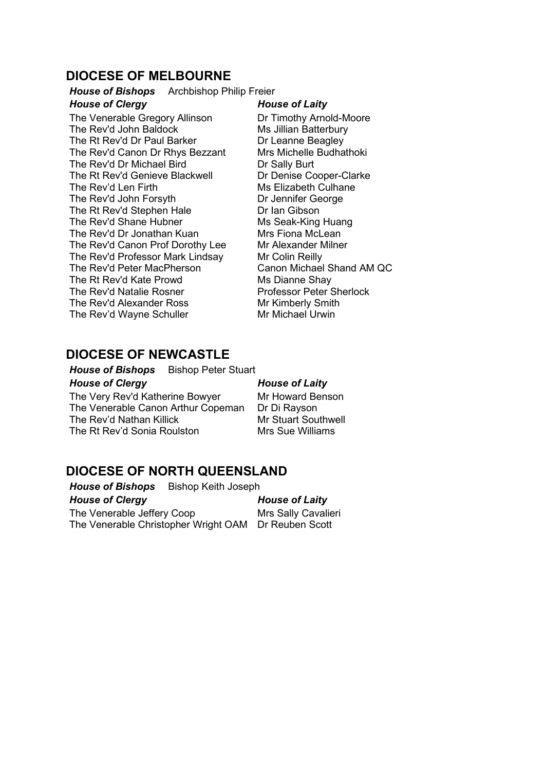## DIOCESE OF MELBOURNE

***House of Bishops*** Archbishop Philip Freier

***House of Clergy***

The Venerable Gregory Allinson
The Rev'd John Baldock
The Rt Rev'd Dr Paul Barker
The Rev'd Canon Dr Rhys Bezzant
The Rev'd Dr Michael Bird
The Rt Rev'd Genieve Blackwell
The Rev'd Len Firth
The Rev'd John Forsyth
The Rt Rev'd Stephen Hale
The Rev'd Shane Hubner
The Rev'd Dr Jonathan Kuan
The Rev'd Canon Prof Dorothy Lee
The Rev'd Professor Mark Lindsay
The Rev'd Peter MacPherson
The Rt Rev'd Kate Prowd
The Rev'd Natalie Rosner
The Rev'd Alexander Ross
The Rev'd Wayne Schuller

***House of Laity***

Dr Timothy Arnold-Moore
Ms Jillian Batterbury
Dr Leanne Beagley
Mrs Michelle Budhathoki
Dr Sally Burt
Dr Denise Cooper-Clarke
Ms Elizabeth Culhane
Dr Jennifer George
Dr Ian Gibson
Ms Seak-King Huang
Mrs Fiona McLean
Mr Alexander Milner
Mr Colin Reilly
Canon Michael Shand AM QC
Ms Dianne Shay
Professor Peter Sherlock
Mr Kimberly Smith
Mr Michael Urwin

## DIOCESE OF NEWCASTLE

***House of Bishops*** Bishop Peter Stuart

***House of Clergy***

The Very Rev'd Katherine Bowyer
The Venerable Canon Arthur Copeman
The Rev'd Nathan Killick
The Rt Rev'd Sonia Roulston

***House of Laity***

Mr Howard Benson
Dr Di Rayson
Mr Stuart Southwell
Mrs Sue Williams

## DIOCESE OF NORTH QUEENSLAND

***House of Bishops*** Bishop Keith Joseph

***House of Clergy***

The Venerable Jeffery Coop
The Venerable Christopher Wright OAM

***House of Laity***

Mrs Sally Cavalieri
Dr Reuben Scott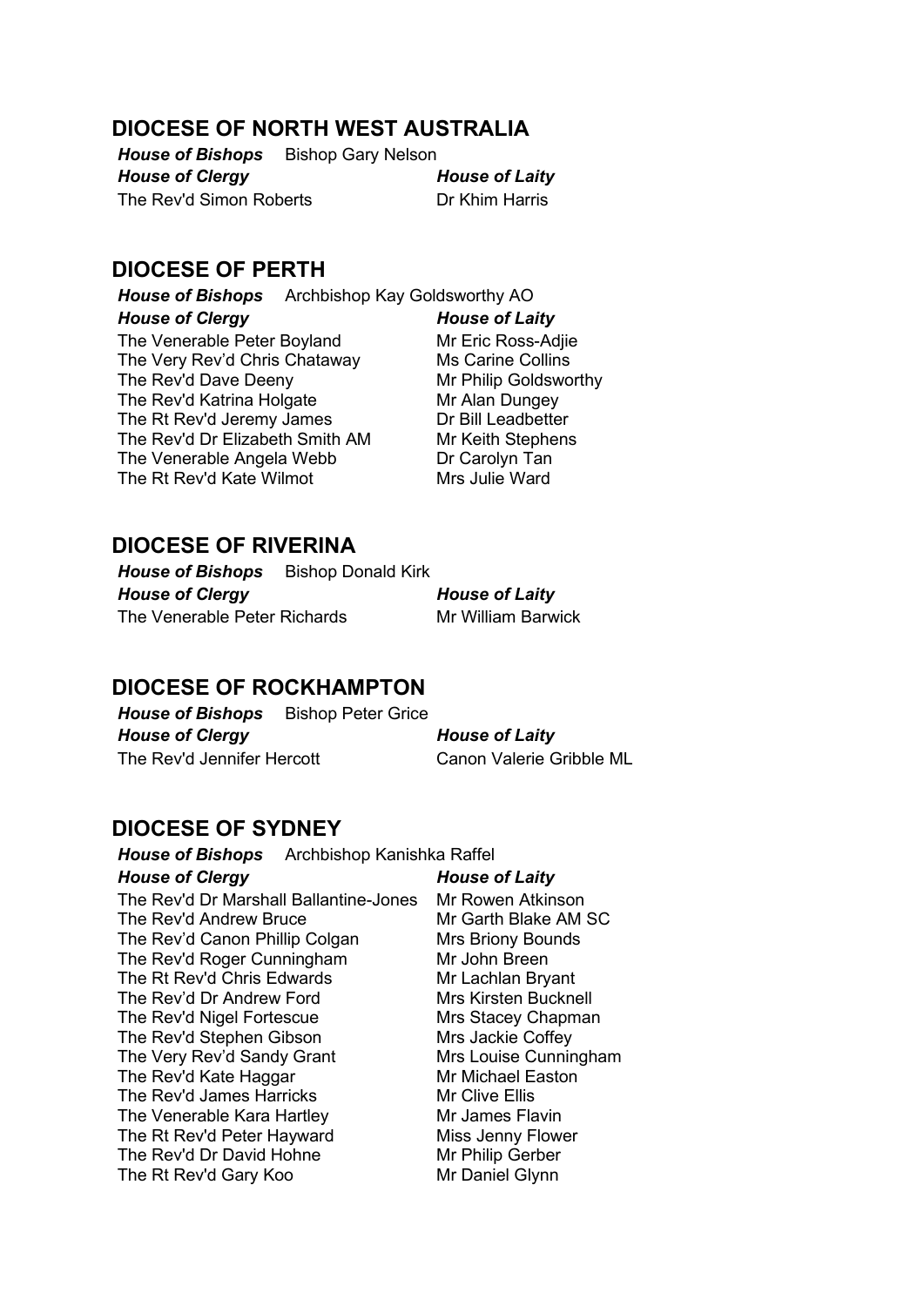## DIOCESE OF NORTH WEST AUSTRALIA

***House of Bishops*** Bishop Gary Nelson

| ***House of Clergy*** | ***House of Laity*** |
| --- | --- |
| The Rev'd Simon Roberts | Dr Khim Harris |

## DIOCESE OF PERTH

***House of Bishops*** Archbishop Kay Goldsworthy AO

| ***House of Clergy*** | ***House of Laity*** |
| --- | --- |
| The Venerable Peter Boyland | Mr Eric Ross-Adjie |
| The Very Rev'd Chris Chataway | Ms Carine Collins |
| The Rev'd Dave Deeny | Mr Philip Goldsworthy |
| The Rev'd Katrina Holgate | Mr Alan Dungey |
| The Rt Rev'd Jeremy James | Dr Bill Leadbetter |
| The Rev'd Dr Elizabeth Smith AM | Mr Keith Stephens |
| The Venerable Angela Webb | Dr Carolyn Tan |
| The Rt Rev'd Kate Wilmot | Mrs Julie Ward |

## DIOCESE OF RIVERINA

***House of Bishops*** Bishop Donald Kirk

| ***House of Clergy*** | ***House of Laity*** |
| --- | --- |
| The Venerable Peter Richards | Mr William Barwick |

## DIOCESE OF ROCKHAMPTON

***House of Bishops*** Bishop Peter Grice

| ***House of Clergy*** | ***House of Laity*** |
| --- | --- |
| The Rev'd Jennifer Hercott | Canon Valerie Gribble ML |

## DIOCESE OF SYDNEY

***House of Bishops*** Archbishop Kanishka Raffel

| ***House of Clergy*** | ***House of Laity*** |
| --- | --- |
| The Rev'd Dr Marshall Ballantine-Jones | Mr Rowen Atkinson |
| The Rev'd Andrew Bruce | Mr Garth Blake AM SC |
| The Rev'd Canon Phillip Colgan | Mrs Briony Bounds |
| The Rev'd Roger Cunningham | Mr John Breen |
| The Rt Rev'd Chris Edwards | Mr Lachlan Bryant |
| The Rev'd Dr Andrew Ford | Mrs Kirsten Bucknell |
| The Rev'd Nigel Fortescue | Mrs Stacey Chapman |
| The Rev'd Stephen Gibson | Mrs Jackie Coffey |
| The Very Rev'd Sandy Grant | Mrs Louise Cunningham |
| The Rev'd Kate Haggar | Mr Michael Easton |
| The Rev'd James Harricks | Mr Clive Ellis |
| The Venerable Kara Hartley | Mr James Flavin |
| The Rt Rev'd Peter Hayward | Miss Jenny Flower |
| The Rev'd Dr David Hohne | Mr Philip Gerber |
| The Rt Rev'd Gary Koo | Mr Daniel Glynn |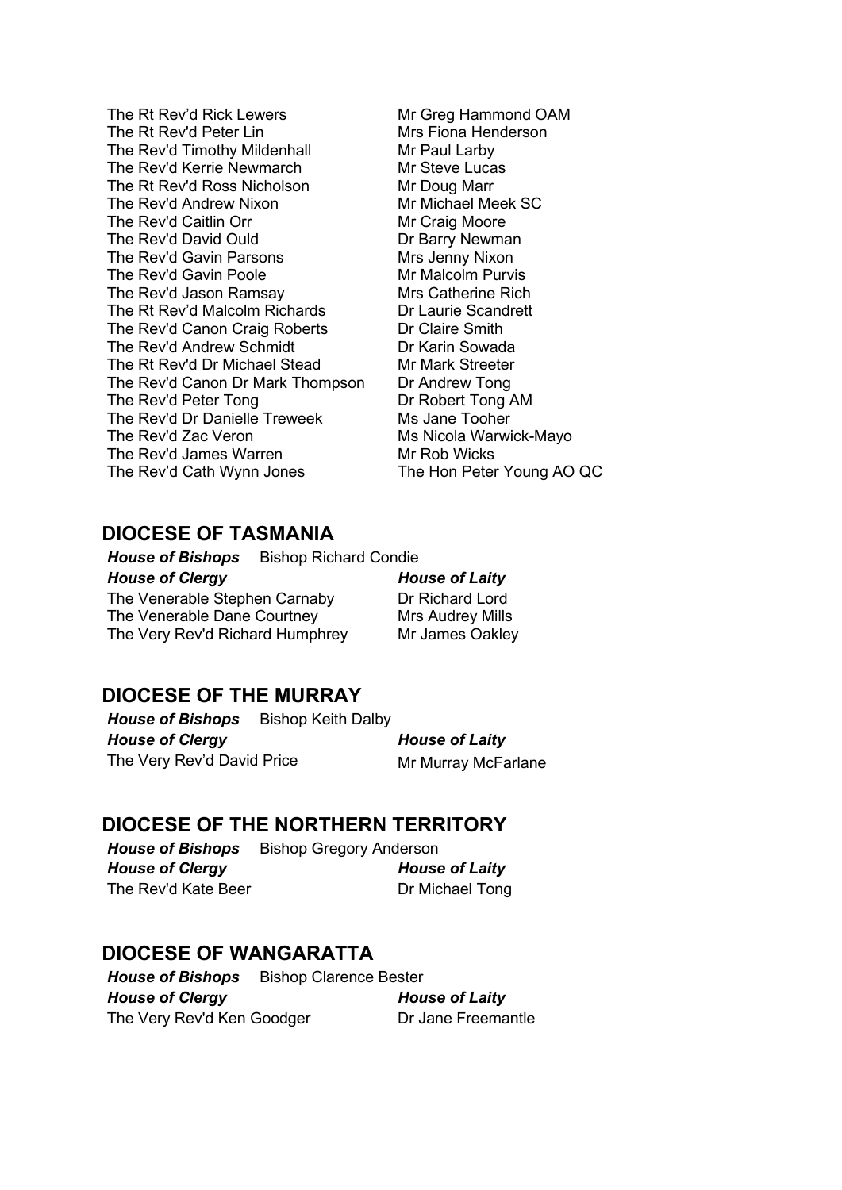| | |
|---|---|
| The Rt Rev’d Rick Lewers | Mr Greg Hammond OAM |
| The Rt Rev'd Peter Lin | Mrs Fiona Henderson |
| The Rev'd Timothy Mildenhall | Mr Paul Larby |
| The Rev'd Kerrie Newmarch | Mr Steve Lucas |
| The Rt Rev'd Ross Nicholson | Mr Doug Marr |
| The Rev'd Andrew Nixon | Mr Michael Meek SC |
| The Rev'd Caitlin Orr | Mr Craig Moore |
| The Rev'd David Ould | Dr Barry Newman |
| The Rev'd Gavin Parsons | Mrs Jenny Nixon |
| The Rev'd Gavin Poole | Mr Malcolm Purvis |
| The Rev'd Jason Ramsay | Mrs Catherine Rich |
| The Rt Rev’d Malcolm Richards | Dr Laurie Scandrett |
| The Rev'd Canon Craig Roberts | Dr Claire Smith |
| The Rev'd Andrew Schmidt | Dr Karin Sowada |
| The Rt Rev'd Dr Michael Stead | Mr Mark Streeter |
| The Rev'd Canon Dr Mark Thompson | Dr Andrew Tong |
| The Rev'd Peter Tong | Dr Robert Tong AM |
| The Rev'd Dr Danielle Treweek | Ms Jane Tooher |
| The Rev'd Zac Veron | Ms Nicola Warwick-Mayo |
| The Rev'd James Warren | Mr Rob Wicks |
| The Rev’d Cath Wynn Jones | The Hon Peter Young AO QC |

## DIOCESE OF TASMANIA

***House of Bishops*** Bishop Richard Condie

| ***House of Clergy*** | ***House of Laity*** |
|---|---|
| The Venerable Stephen Carnaby | Dr Richard Lord |
| The Venerable Dane Courtney | Mrs Audrey Mills |
| The Very Rev'd Richard Humphrey | Mr James Oakley |

## DIOCESE OF THE MURRAY

***House of Bishops*** Bishop Keith Dalby

| ***House of Clergy*** | ***House of Laity*** |
|---|---|
| The Very Rev’d David Price | Mr Murray McFarlane |

## DIOCESE OF THE NORTHERN TERRITORY

***House of Bishops*** Bishop Gregory Anderson

| ***House of Clergy*** | ***House of Laity*** |
|---|---|
| The Rev'd Kate Beer | Dr Michael Tong |

## DIOCESE OF WANGARATTA

***House of Bishops*** Bishop Clarence Bester

| ***House of Clergy*** | ***House of Laity*** |
|---|---|
| The Very Rev'd Ken Goodger | Dr Jane Freemantle |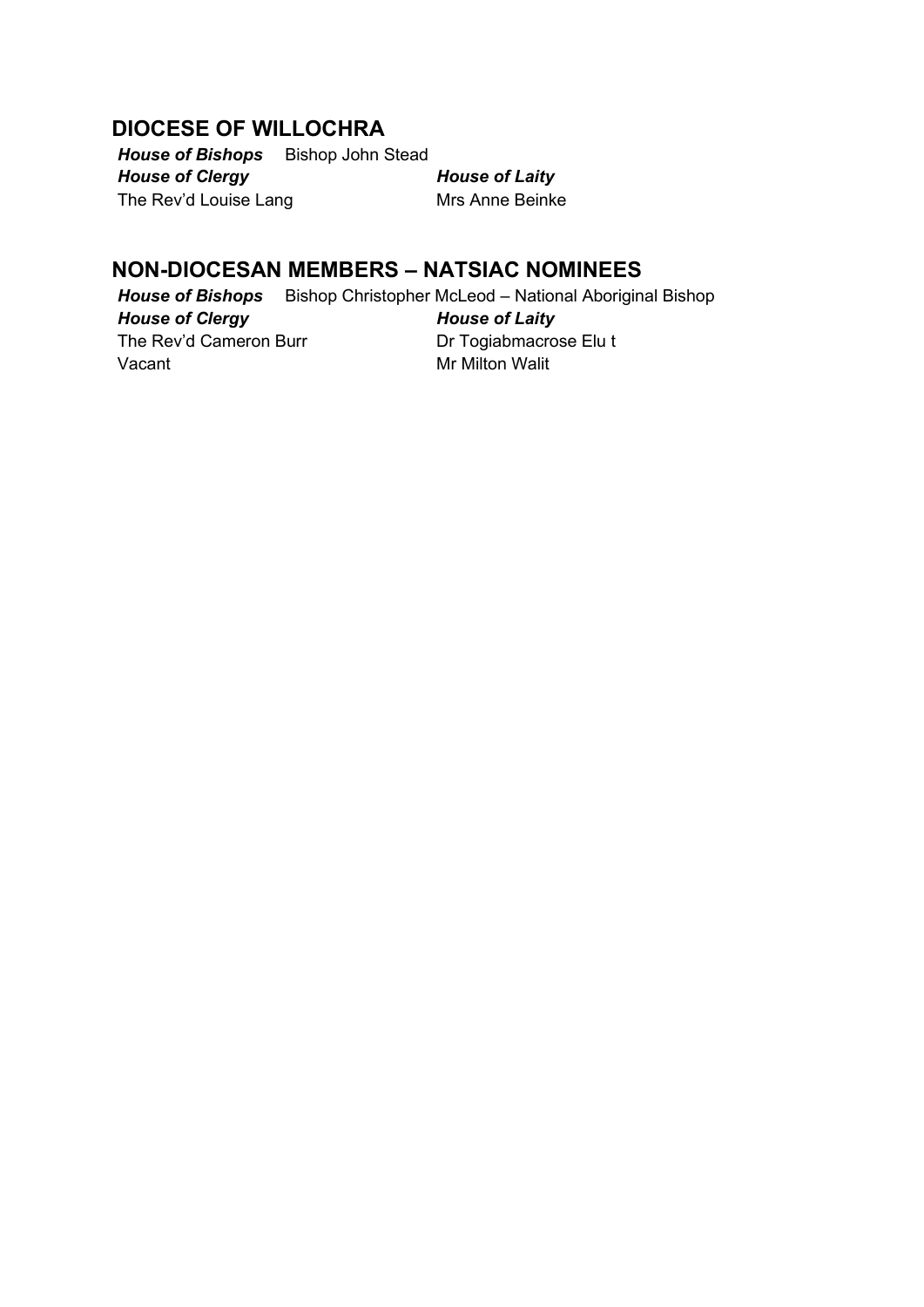## DIOCESE OF WILLOCHRA

***House of Bishops*** Bishop John Stead

| ***House of Clergy*** | ***House of Laity*** |
|---|---|
| The Rev'd Louise Lang | Mrs Anne Beinke |

## NON-DIOCESAN MEMBERS – NATSIAC NOMINEES

***House of Bishops*** Bishop Christopher McLeod – National Aboriginal Bishop

| ***House of Clergy*** | ***House of Laity*** |
|---|---|
| The Rev'd Cameron Burr | Dr Togiabmacrose Elu t |
| Vacant | Mr Milton Walit |